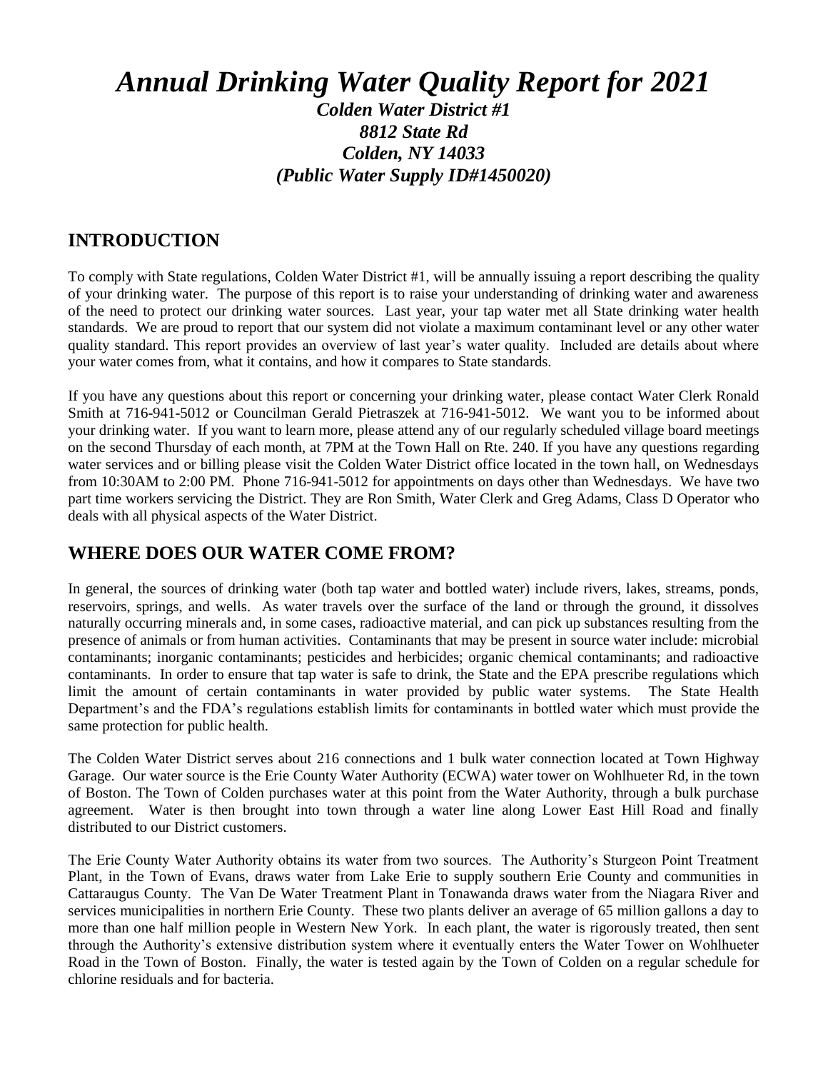# *Annual Drinking Water Quality Report for 2021*

***Colden Water District #1***
***8812 State Rd***
***Colden, NY 14033***
***(Public Water Supply ID#1450020)***

## INTRODUCTION

To comply with State regulations, Colden Water District #1, will be annually issuing a report describing the quality of your drinking water. The purpose of this report is to raise your understanding of drinking water and awareness of the need to protect our drinking water sources. Last year, your tap water met all State drinking water health standards. We are proud to report that our system did not violate a maximum contaminant level or any other water quality standard. This report provides an overview of last year's water quality. Included are details about where your water comes from, what it contains, and how it compares to State standards.

If you have any questions about this report or concerning your drinking water, please contact Water Clerk Ronald Smith at 716-941-5012 or Councilman Gerald Pietraszek at 716-941-5012. We want you to be informed about your drinking water. If you want to learn more, please attend any of our regularly scheduled village board meetings on the second Thursday of each month, at 7PM at the Town Hall on Rte. 240. If you have any questions regarding water services and or billing please visit the Colden Water District office located in the town hall, on Wednesdays from 10:30AM to 2:00 PM. Phone 716-941-5012 for appointments on days other than Wednesdays. We have two part time workers servicing the District. They are Ron Smith, Water Clerk and Greg Adams, Class D Operator who deals with all physical aspects of the Water District.

## WHERE DOES OUR WATER COME FROM?

In general, the sources of drinking water (both tap water and bottled water) include rivers, lakes, streams, ponds, reservoirs, springs, and wells. As water travels over the surface of the land or through the ground, it dissolves naturally occurring minerals and, in some cases, radioactive material, and can pick up substances resulting from the presence of animals or from human activities. Contaminants that may be present in source water include: microbial contaminants; inorganic contaminants; pesticides and herbicides; organic chemical contaminants; and radioactive contaminants. In order to ensure that tap water is safe to drink, the State and the EPA prescribe regulations which limit the amount of certain contaminants in water provided by public water systems. The State Health Department's and the FDA's regulations establish limits for contaminants in bottled water which must provide the same protection for public health.

The Colden Water District serves about 216 connections and 1 bulk water connection located at Town Highway Garage. Our water source is the Erie County Water Authority (ECWA) water tower on Wohlhueter Rd, in the town of Boston. The Town of Colden purchases water at this point from the Water Authority, through a bulk purchase agreement. Water is then brought into town through a water line along Lower East Hill Road and finally distributed to our District customers.

The Erie County Water Authority obtains its water from two sources. The Authority's Sturgeon Point Treatment Plant, in the Town of Evans, draws water from Lake Erie to supply southern Erie County and communities in Cattaraugus County. The Van De Water Treatment Plant in Tonawanda draws water from the Niagara River and services municipalities in northern Erie County. These two plants deliver an average of 65 million gallons a day to more than one half million people in Western New York. In each plant, the water is rigorously treated, then sent through the Authority's extensive distribution system where it eventually enters the Water Tower on Wohlhueter Road in the Town of Boston. Finally, the water is tested again by the Town of Colden on a regular schedule for chlorine residuals and for bacteria.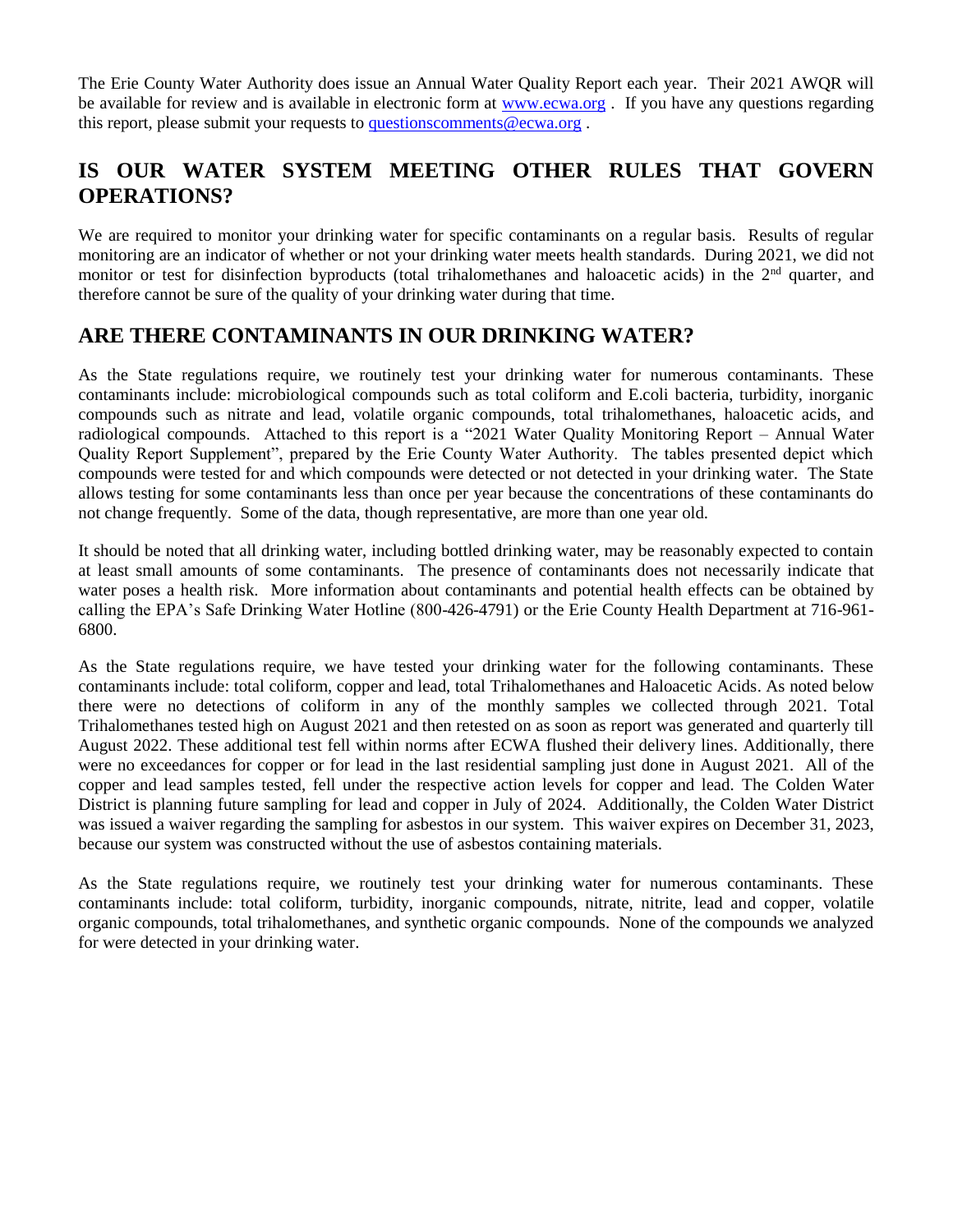The Erie County Water Authority does issue an Annual Water Quality Report each year. Their 2021 AWQR will be available for review and is available in electronic form at [www.ecwa.org](http://www.ecwa.org) . If you have any questions regarding this report, please submit your requests to [questionscomments@ecwa.org](mailto:questionscomments@ecwa.org) .

## IS OUR WATER SYSTEM MEETING OTHER RULES THAT GOVERN OPERATIONS?

We are required to monitor your drinking water for specific contaminants on a regular basis. Results of regular monitoring are an indicator of whether or not your drinking water meets health standards. During 2021, we did not monitor or test for disinfection byproducts (total trihalomethanes and haloacetic acids) in the 2nd quarter, and therefore cannot be sure of the quality of your drinking water during that time.

## ARE THERE CONTAMINANTS IN OUR DRINKING WATER?

As the State regulations require, we routinely test your drinking water for numerous contaminants. These contaminants include: microbiological compounds such as total coliform and E.coli bacteria, turbidity, inorganic compounds such as nitrate and lead, volatile organic compounds, total trihalomethanes, haloacetic acids, and radiological compounds. Attached to this report is a "2021 Water Quality Monitoring Report – Annual Water Quality Report Supplement", prepared by the Erie County Water Authority. The tables presented depict which compounds were tested for and which compounds were detected or not detected in your drinking water. The State allows testing for some contaminants less than once per year because the concentrations of these contaminants do not change frequently. Some of the data, though representative, are more than one year old.

It should be noted that all drinking water, including bottled drinking water, may be reasonably expected to contain at least small amounts of some contaminants. The presence of contaminants does not necessarily indicate that water poses a health risk. More information about contaminants and potential health effects can be obtained by calling the EPA's Safe Drinking Water Hotline (800-426-4791) or the Erie County Health Department at 716-961-6800.

As the State regulations require, we have tested your drinking water for the following contaminants. These contaminants include: total coliform, copper and lead, total Trihalomethanes and Haloacetic Acids. As noted below there were no detections of coliform in any of the monthly samples we collected through 2021. Total Trihalomethanes tested high on August 2021 and then retested on as soon as report was generated and quarterly till August 2022. These additional test fell within norms after ECWA flushed their delivery lines. Additionally, there were no exceedances for copper or for lead in the last residential sampling just done in August 2021. All of the copper and lead samples tested, fell under the respective action levels for copper and lead. The Colden Water District is planning future sampling for lead and copper in July of 2024. Additionally, the Colden Water District was issued a waiver regarding the sampling for asbestos in our system. This waiver expires on December 31, 2023, because our system was constructed without the use of asbestos containing materials.

As the State regulations require, we routinely test your drinking water for numerous contaminants. These contaminants include: total coliform, turbidity, inorganic compounds, nitrate, nitrite, lead and copper, volatile organic compounds, total trihalomethanes, and synthetic organic compounds. None of the compounds we analyzed for were detected in your drinking water.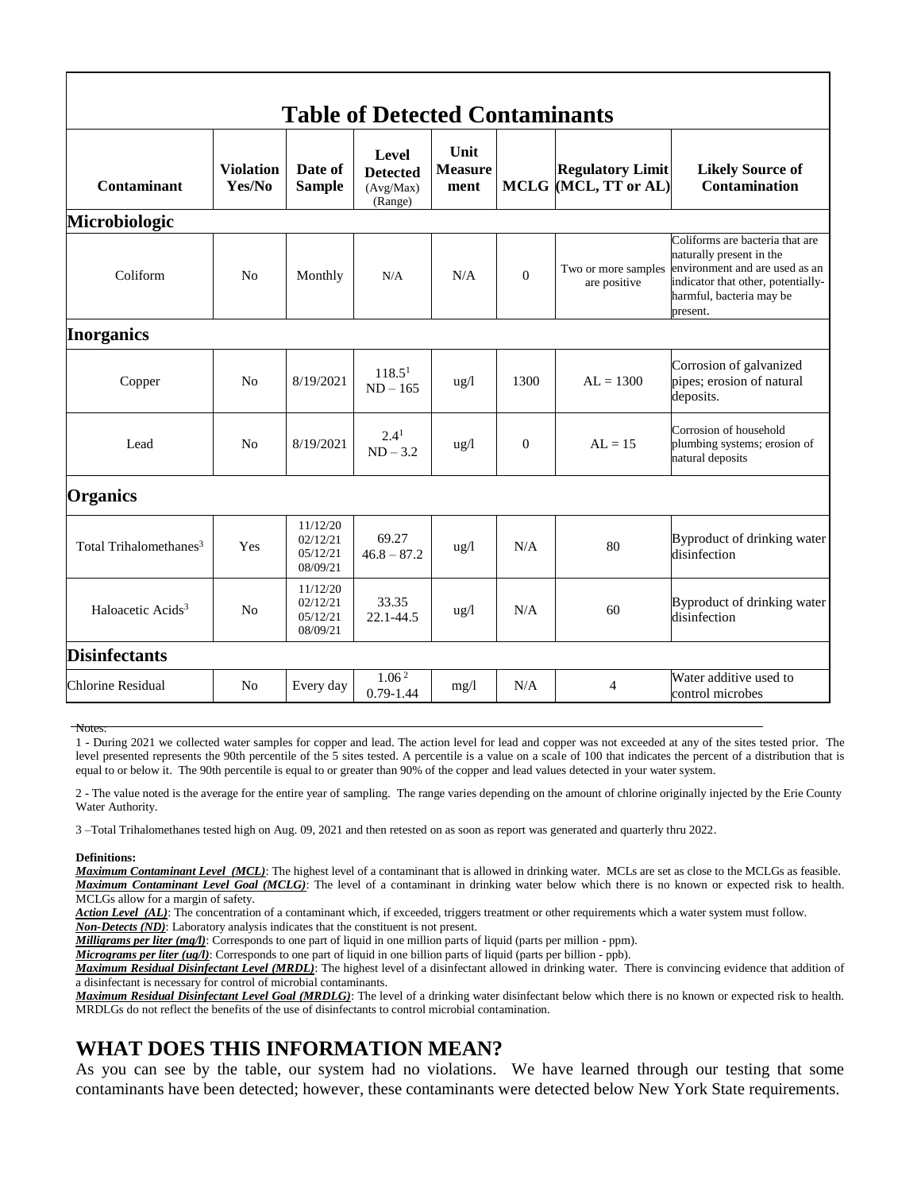## Table of Detected Contaminants

| Contaminant | Violation Yes/No | Date of Sample | Level Detected (Avg/Max) (Range) | Unit Measurement | MCLG | Regulatory Limit (MCL, TT or AL) | Likely Source of Contamination |
|---|---|---|---|---|---|---|---|
| **Microbiologic** | | | | | | | |
| Coliform | No | Monthly | N/A | N/A | 0 | Two or more samples are positive | Coliforms are bacteria that are naturally present in the environment and are used as an indicator that other, potentially-harmful, bacteria may be present. |
| **Inorganics** | | | | | | | |
| Copper | No | 8/19/2021 | 118.5[1] ND – 165 | ug/l | 1300 | AL = 1300 | Corrosion of galvanized pipes; erosion of natural deposits. |
| Lead | No | 8/19/2021 | 2.4[1] ND – 3.2 | ug/l | 0 | AL = 15 | Corrosion of household plumbing systems; erosion of natural deposits |
| **Organics** | | | | | | | |
| Total Trihalomethanes[3] | Yes | 11/12/20 02/12/21 05/12/21 08/09/21 | 69.27 46.8 – 87.2 | ug/l | N/A | 80 | Byproduct of drinking water disinfection |
| Haloacetic Acids[3] | No | 11/12/20 02/12/21 05/12/21 08/09/21 | 33.35 22.1-44.5 | ug/l | N/A | 60 | Byproduct of drinking water disinfection |
| **Disinfectants** | | | | | | | |
| Chlorine Residual | No | Every day | 1.06[2] 0.79-1.44 | mg/l | N/A | 4 | Water additive used to control microbes |

Notes:

1 - During 2021 we collected water samples for copper and lead. The action level for lead and copper was not exceeded at any of the sites tested prior. The level presented represents the 90th percentile of the 5 sites tested. A percentile is a value on a scale of 100 that indicates the percent of a distribution that is equal to or below it. The 90th percentile is equal to or greater than 90% of the copper and lead values detected in your water system.

2 - The value noted is the average for the entire year of sampling. The range varies depending on the amount of chlorine originally injected by the Erie County Water Authority.

3 –Total Trihalomethanes tested high on Aug. 09, 2021 and then retested on as soon as report was generated and quarterly thru 2022.

**Definitions:**

***Maximum Contaminant Level (MCL)***: The highest level of a contaminant that is allowed in drinking water. MCLs are set as close to the MCLGs as feasible.
***Maximum Contaminant Level Goal (MCLG)***: The level of a contaminant in drinking water below which there is no known or expected risk to health. MCLGs allow for a margin of safety.
***Action Level (AL)***: The concentration of a contaminant which, if exceeded, triggers treatment or other requirements which a water system must follow.
***Non-Detects (ND)***: Laboratory analysis indicates that the constituent is not present.
***Milligrams per liter (mg/l)***: Corresponds to one part of liquid in one million parts of liquid (parts per million - ppm).
***Micrograms per liter (ug/l)***: Corresponds to one part of liquid in one billion parts of liquid (parts per billion - ppb).
***Maximum Residual Disinfectant Level (MRDL)***: The highest level of a disinfectant allowed in drinking water. There is convincing evidence that addition of a disinfectant is necessary for control of microbial contaminants.
***Maximum Residual Disinfectant Level Goal (MRDLG)***: The level of a drinking water disinfectant below which there is no known or expected risk to health. MRDLGs do not reflect the benefits of the use of disinfectants to control microbial contamination.

## WHAT DOES THIS INFORMATION MEAN?

As you can see by the table, our system had no violations. We have learned through our testing that some contaminants have been detected; however, these contaminants were detected below New York State requirements.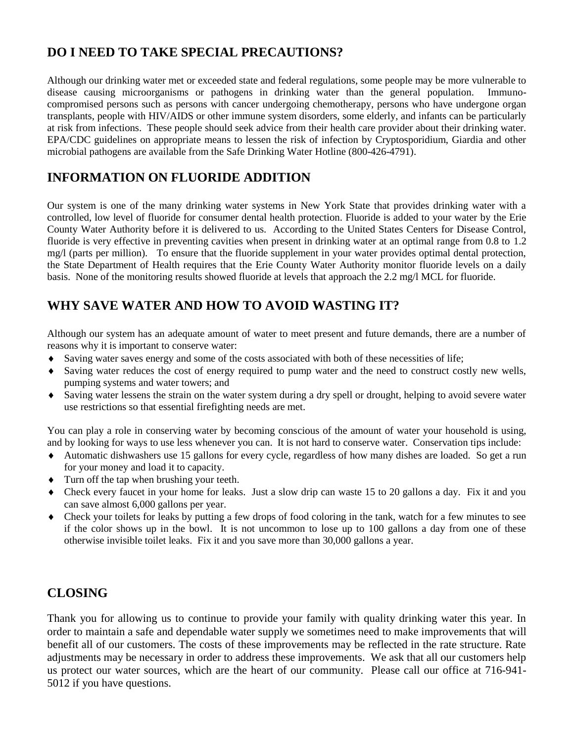## DO I NEED TO TAKE SPECIAL PRECAUTIONS?

Although our drinking water met or exceeded state and federal regulations, some people may be more vulnerable to disease causing microorganisms or pathogens in drinking water than the general population. Immuno-compromised persons such as persons with cancer undergoing chemotherapy, persons who have undergone organ transplants, people with HIV/AIDS or other immune system disorders, some elderly, and infants can be particularly at risk from infections. These people should seek advice from their health care provider about their drinking water. EPA/CDC guidelines on appropriate means to lessen the risk of infection by Cryptosporidium, Giardia and other microbial pathogens are available from the Safe Drinking Water Hotline (800-426-4791).

## INFORMATION ON FLUORIDE ADDITION

Our system is one of the many drinking water systems in New York State that provides drinking water with a controlled, low level of fluoride for consumer dental health protection. Fluoride is added to your water by the Erie County Water Authority before it is delivered to us. According to the United States Centers for Disease Control, fluoride is very effective in preventing cavities when present in drinking water at an optimal range from 0.8 to 1.2 mg/l (parts per million). To ensure that the fluoride supplement in your water provides optimal dental protection, the State Department of Health requires that the Erie County Water Authority monitor fluoride levels on a daily basis. None of the monitoring results showed fluoride at levels that approach the 2.2 mg/l MCL for fluoride.

## WHY SAVE WATER AND HOW TO AVOID WASTING IT?

Although our system has an adequate amount of water to meet present and future demands, there are a number of reasons why it is important to conserve water:

- Saving water saves energy and some of the costs associated with both of these necessities of life;
- Saving water reduces the cost of energy required to pump water and the need to construct costly new wells, pumping systems and water towers; and
- Saving water lessens the strain on the water system during a dry spell or drought, helping to avoid severe water use restrictions so that essential firefighting needs are met.

You can play a role in conserving water by becoming conscious of the amount of water your household is using, and by looking for ways to use less whenever you can. It is not hard to conserve water. Conservation tips include:

- Automatic dishwashers use 15 gallons for every cycle, regardless of how many dishes are loaded. So get a run for your money and load it to capacity.
- Turn off the tap when brushing your teeth.
- Check every faucet in your home for leaks. Just a slow drip can waste 15 to 20 gallons a day. Fix it and you can save almost 6,000 gallons per year.
- Check your toilets for leaks by putting a few drops of food coloring in the tank, watch for a few minutes to see if the color shows up in the bowl. It is not uncommon to lose up to 100 gallons a day from one of these otherwise invisible toilet leaks. Fix it and you save more than 30,000 gallons a year.

## CLOSING

Thank you for allowing us to continue to provide your family with quality drinking water this year. In order to maintain a safe and dependable water supply we sometimes need to make improvements that will benefit all of our customers. The costs of these improvements may be reflected in the rate structure. Rate adjustments may be necessary in order to address these improvements. We ask that all our customers help us protect our water sources, which are the heart of our community. Please call our office at 716-941-5012 if you have questions.